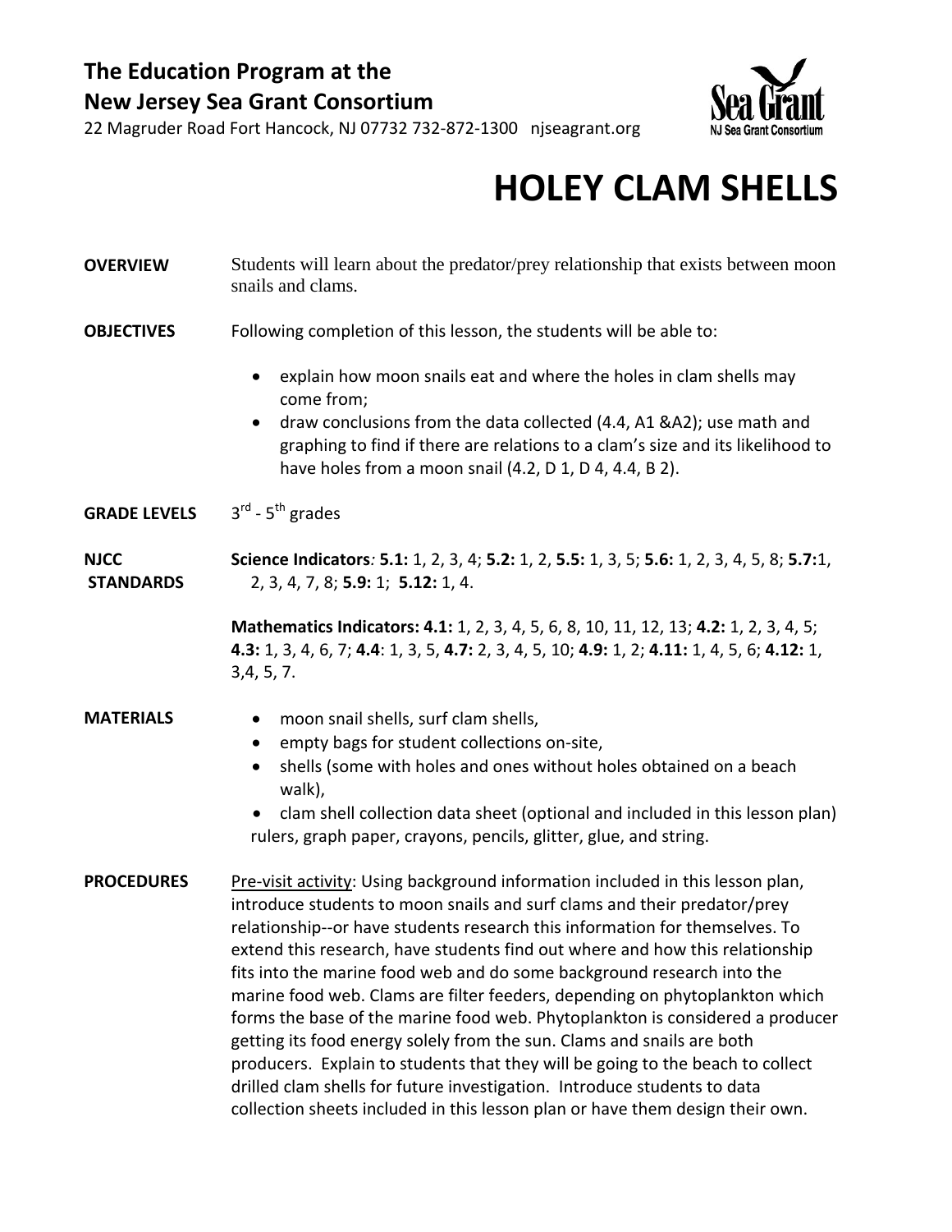**The Education Program at the**
**New Jersey Sea Grant Consortium**
22 Magruder Road Fort Hancock, NJ 07732 732-872-1300 njseagrant.org

Sea Grant
NJ Sea Grant Consortium

# HOLEY CLAM SHELLS

**OVERVIEW**

Students will learn about the predator/prey relationship that exists between moon snails and clams.

**OBJECTIVES**

Following completion of this lesson, the students will be able to:

- explain how moon snails eat and where the holes in clam shells may come from;
- draw conclusions from the data collected (4.4, A1 &A2); use math and graphing to find if there are relations to a clam's size and its likelihood to have holes from a moon snail (4.2, D 1, D 4, 4.4, B 2).

**GRADE LEVELS**

3rd - 5th grades

**NJCC STANDARDS**

**Science Indicators***:* **5.1:** 1, 2, 3, 4; **5.2:** 1, 2, **5.5:** 1, 3, 5; **5.6:** 1, 2, 3, 4, 5, 8; **5.7:**1, 2, 3, 4, 7, 8; **5.9:** 1; **5.12:** 1, 4.

**Mathematics Indicators: 4.1:** 1, 2, 3, 4, 5, 6, 8, 10, 11, 12, 13; **4.2:** 1, 2, 3, 4, 5; **4.3:** 1, 3, 4, 6, 7; **4.4**: 1, 3, 5, **4.7:** 2, 3, 4, 5, 10; **4.9:** 1, 2; **4.11:** 1, 4, 5, 6; **4.12:** 1, 3,4, 5, 7.

**MATERIALS**

- moon snail shells, surf clam shells,
- empty bags for student collections on-site,
- shells (some with holes and ones without holes obtained on a beach walk),
- clam shell collection data sheet (optional and included in this lesson plan) rulers, graph paper, crayons, pencils, glitter, glue, and string.

**PROCEDURES**

Pre-visit activity: Using background information included in this lesson plan, introduce students to moon snails and surf clams and their predator/prey relationship--or have students research this information for themselves. To extend this research, have students find out where and how this relationship fits into the marine food web and do some background research into the marine food web. Clams are filter feeders, depending on phytoplankton which forms the base of the marine food web. Phytoplankton is considered a producer getting its food energy solely from the sun. Clams and snails are both producers. Explain to students that they will be going to the beach to collect drilled clam shells for future investigation. Introduce students to data collection sheets included in this lesson plan or have them design their own.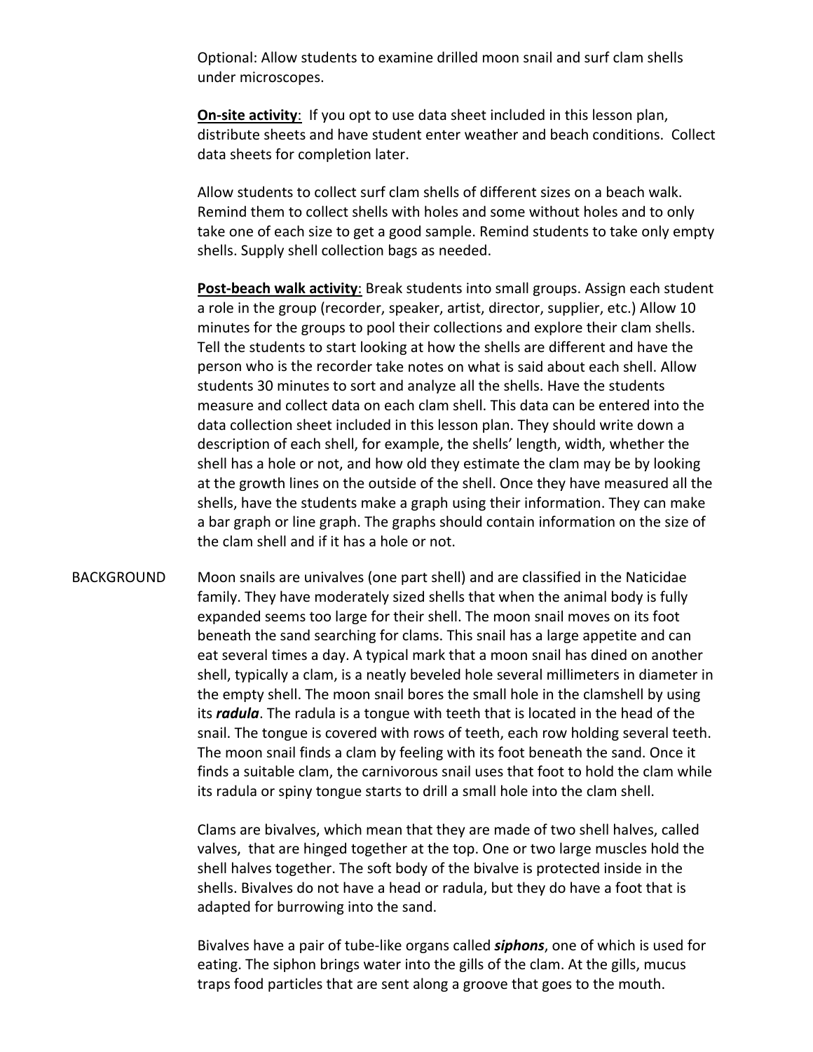Optional: Allow students to examine drilled moon snail and surf clam shells under microscopes.

**On-site activity**: If you opt to use data sheet included in this lesson plan, distribute sheets and have student enter weather and beach conditions. Collect data sheets for completion later.

Allow students to collect surf clam shells of different sizes on a beach walk. Remind them to collect shells with holes and some without holes and to only take one of each size to get a good sample. Remind students to take only empty shells. Supply shell collection bags as needed.

**Post-beach walk activity**: Break students into small groups. Assign each student a role in the group (recorder, speaker, artist, director, supplier, etc.) Allow 10 minutes for the groups to pool their collections and explore their clam shells. Tell the students to start looking at how the shells are different and have the person who is the recorder take notes on what is said about each shell. Allow students 30 minutes to sort and analyze all the shells. Have the students measure and collect data on each clam shell. This data can be entered into the data collection sheet included in this lesson plan. They should write down a description of each shell, for example, the shells' length, width, whether the shell has a hole or not, and how old they estimate the clam may be by looking at the growth lines on the outside of the shell. Once they have measured all the shells, have the students make a graph using their information. They can make a bar graph or line graph. The graphs should contain information on the size of the clam shell and if it has a hole or not.

BACKGROUND

Moon snails are univalves (one part shell) and are classified in the Naticidae family. They have moderately sized shells that when the animal body is fully expanded seems too large for their shell. The moon snail moves on its foot beneath the sand searching for clams. This snail has a large appetite and can eat several times a day. A typical mark that a moon snail has dined on another shell, typically a clam, is a neatly beveled hole several millimeters in diameter in the empty shell. The moon snail bores the small hole in the clamshell by using its ***radula***. The radula is a tongue with teeth that is located in the head of the snail. The tongue is covered with rows of teeth, each row holding several teeth. The moon snail finds a clam by feeling with its foot beneath the sand. Once it finds a suitable clam, the carnivorous snail uses that foot to hold the clam while its radula or spiny tongue starts to drill a small hole into the clam shell.

Clams are bivalves, which mean that they are made of two shell halves, called valves, that are hinged together at the top. One or two large muscles hold the shell halves together. The soft body of the bivalve is protected inside in the shells. Bivalves do not have a head or radula, but they do have a foot that is adapted for burrowing into the sand.

Bivalves have a pair of tube-like organs called ***siphons***, one of which is used for eating. The siphon brings water into the gills of the clam. At the gills, mucus traps food particles that are sent along a groove that goes to the mouth.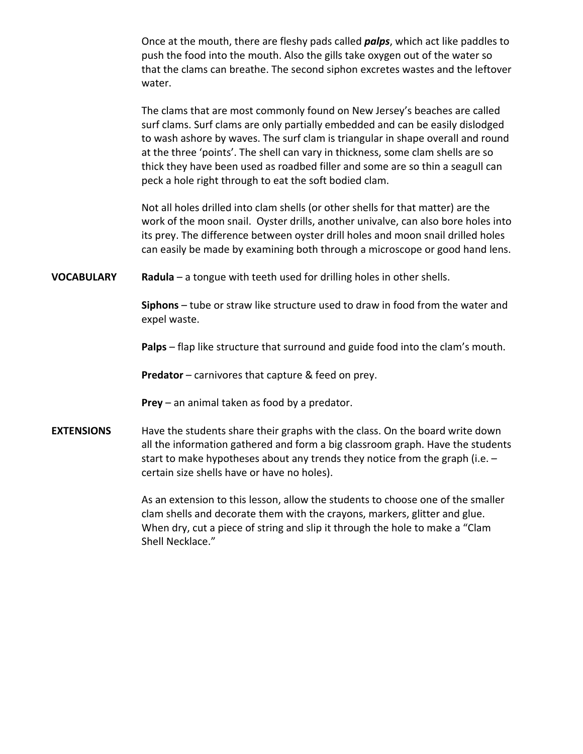Once at the mouth, there are fleshy pads called ***palps***, which act like paddles to push the food into the mouth. Also the gills take oxygen out of the water so that the clams can breathe. The second siphon excretes wastes and the leftover water.

The clams that are most commonly found on New Jersey's beaches are called surf clams. Surf clams are only partially embedded and can be easily dislodged to wash ashore by waves. The surf clam is triangular in shape overall and round at the three 'points'. The shell can vary in thickness, some clam shells are so thick they have been used as roadbed filler and some are so thin a seagull can peck a hole right through to eat the soft bodied clam.

Not all holes drilled into clam shells (or other shells for that matter) are the work of the moon snail. Oyster drills, another univalve, can also bore holes into its prey. The difference between oyster drill holes and moon snail drilled holes can easily be made by examining both through a microscope or good hand lens.

**VOCABULARY**

**Radula** – a tongue with teeth used for drilling holes in other shells.

**Siphons** – tube or straw like structure used to draw in food from the water and expel waste.

**Palps** – flap like structure that surround and guide food into the clam's mouth.

**Predator** – carnivores that capture & feed on prey.

**Prey** – an animal taken as food by a predator.

**EXTENSIONS**

Have the students share their graphs with the class. On the board write down all the information gathered and form a big classroom graph. Have the students start to make hypotheses about any trends they notice from the graph (i.e. – certain size shells have or have no holes).

As an extension to this lesson, allow the students to choose one of the smaller clam shells and decorate them with the crayons, markers, glitter and glue. When dry, cut a piece of string and slip it through the hole to make a "Clam Shell Necklace."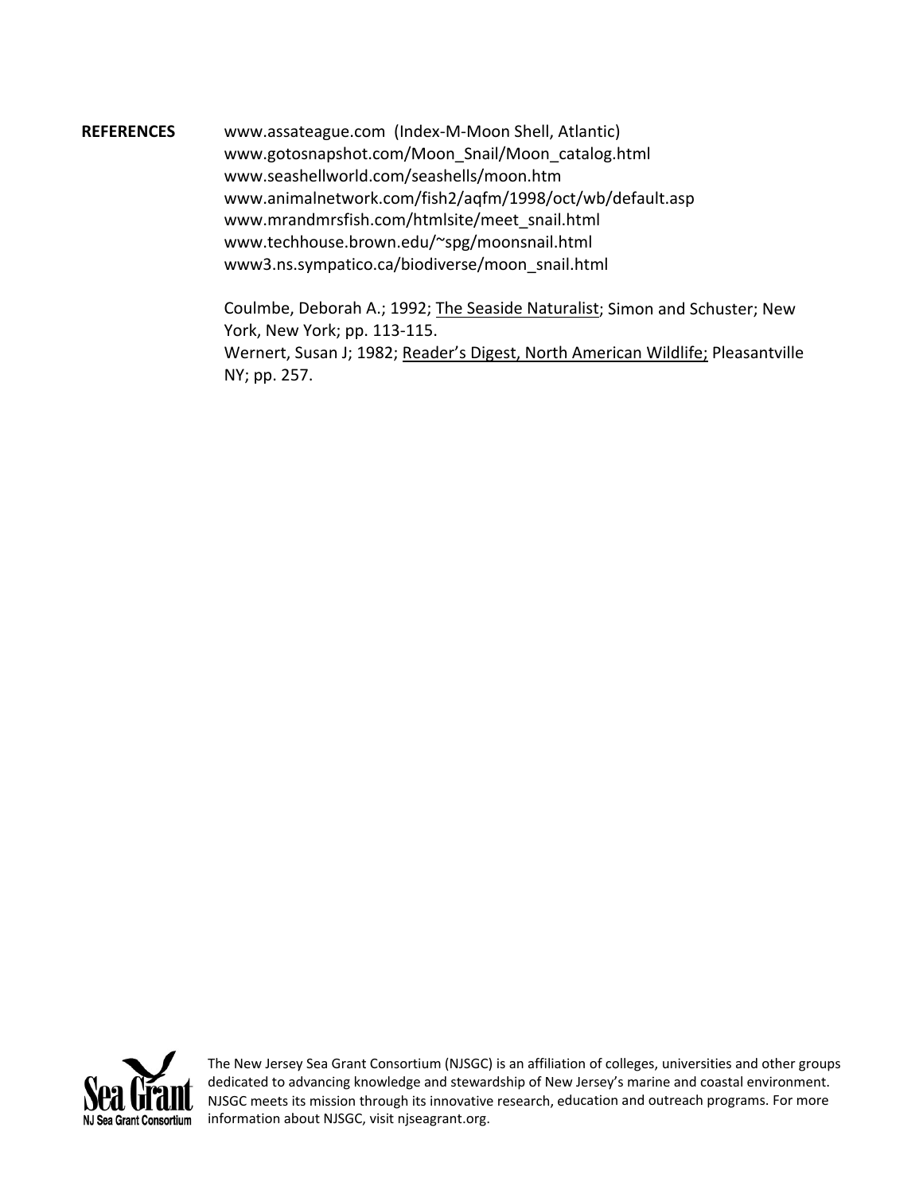**REFERENCES**

www.assateague.com (Index-M-Moon Shell, Atlantic)
www.gotosnapshot.com/Moon_Snail/Moon_catalog.html
www.seashellworld.com/seashells/moon.htm
www.animalnetwork.com/fish2/aqfm/1998/oct/wb/default.asp
www.mrandmrsfish.com/htmlsite/meet_snail.html
www.techhouse.brown.edu/~spg/moonsnail.html
www3.ns.sympatico.ca/biodiverse/moon_snail.html

Coulmbe, Deborah A.; 1992; The Seaside Naturalist; Simon and Schuster; New York, New York; pp. 113-115.
Wernert, Susan J; 1982; Reader's Digest, North American Wildlife; Pleasantville NY; pp. 257.

The New Jersey Sea Grant Consortium (NJSGC) is an affiliation of colleges, universities and other groups dedicated to advancing knowledge and stewardship of New Jersey's marine and coastal environment. NJSGC meets its mission through its innovative research, education and outreach programs. For more information about NJSGC, visit njseagrant.org.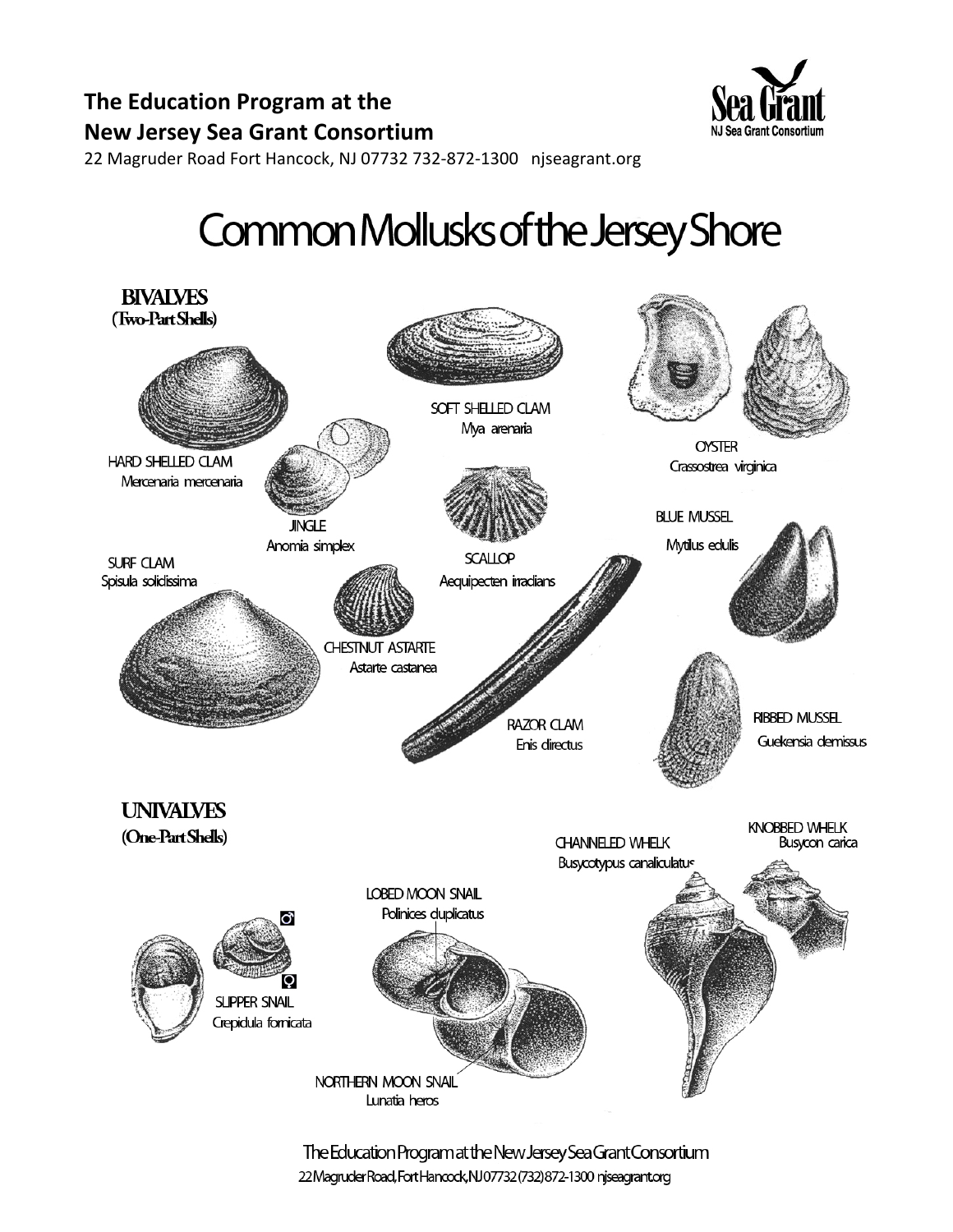**The Education Program at the**
**New Jersey Sea Grant Consortium**
22 Magruder Road Fort Hancock, NJ 07732 732-872-1300 njseagrant.org

# Common Mollusks of the Jersey Shore

## BIVALVES
(Two-Part Shells)

HARD SHELLED CLAM
*Mercenaria mercenaria*

SOFT SHELLED CLAM
*Mya arenaria*

OYSTER
*Crassostrea virginica*

JINGLE
*Anomia simplex*

SCALLOP
*Aequipecten irradians*

BLUE MUSSEL
*Mytilus edulis*

SURF CLAM
*Spisula solidissima*

CHESTNUT ASTARTE
*Astarte castanea*

RAZOR CLAM
*Enis directus*

RIBBED MUSSEL
*Guekensia demissus*

## UNIVALVES
(One-Part Shells)

CHANNELED WHELK
*Busycotypus canaliculatus*

KNOBBED WHELK
*Busycon carica*

LOBED MOON SNAIL
*Polinices duplicatus*

♂

♀

SLIPPER SNAIL
*Crepidula fornicata*

NORTHERN MOON SNAIL
*Lunatia heros*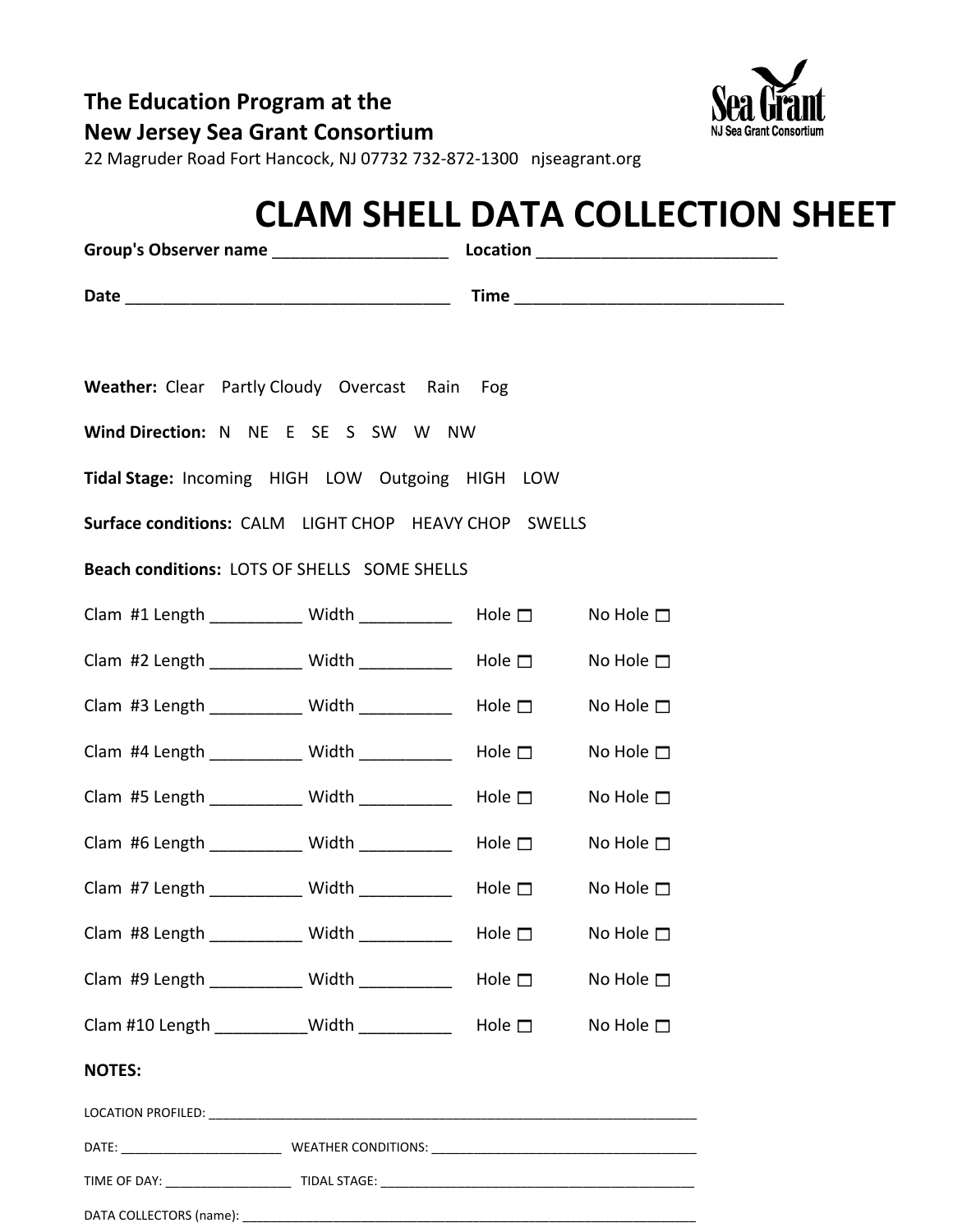**The Education Program at the**
**New Jersey Sea Grant Consortium**
22 Magruder Road Fort Hancock, NJ 07732 732-872-1300 njseagrant.org

Sea Grant
NJ Sea Grant Consortium

# CLAM SHELL DATA COLLECTION SHEET

**Group's Observer name** ___________________ **Location** __________________________

**Date** ___________________________________ **Time** _____________________________

**Weather:** Clear Partly Cloudy Overcast Rain Fog

**Wind Direction:** N NE E SE S SW W NW

**Tidal Stage:** Incoming HIGH LOW Outgoing HIGH LOW

**Surface conditions:** CALM LIGHT CHOP HEAVY CHOP SWELLS

**Beach conditions:** LOTS OF SHELLS SOME SHELLS

Clam #1 Length __________ Width __________ Hole ☐ No Hole ☐

Clam #2 Length __________ Width __________ Hole ☐ No Hole ☐

Clam #3 Length __________ Width __________ Hole ☐ No Hole ☐

Clam #4 Length __________ Width __________ Hole ☐ No Hole ☐

Clam #5 Length __________ Width __________ Hole ☐ No Hole ☐

Clam #6 Length __________ Width __________ Hole ☐ No Hole ☐

Clam #7 Length __________ Width __________ Hole ☐ No Hole ☐

Clam #8 Length __________ Width __________ Hole ☐ No Hole ☐

Clam #9 Length __________ Width __________ Hole ☐ No Hole ☐

Clam #10 Length __________Width __________ Hole ☐ No Hole ☐

**NOTES:**

LOCATION PROFILED: ____________________________________________________________________

DATE: ______________________ WEATHER CONDITIONS: ____________________________________

TIME OF DAY: _________________ TIDAL STAGE: __________________________________________

DATA COLLECTORS (name): _______________________________________________________________